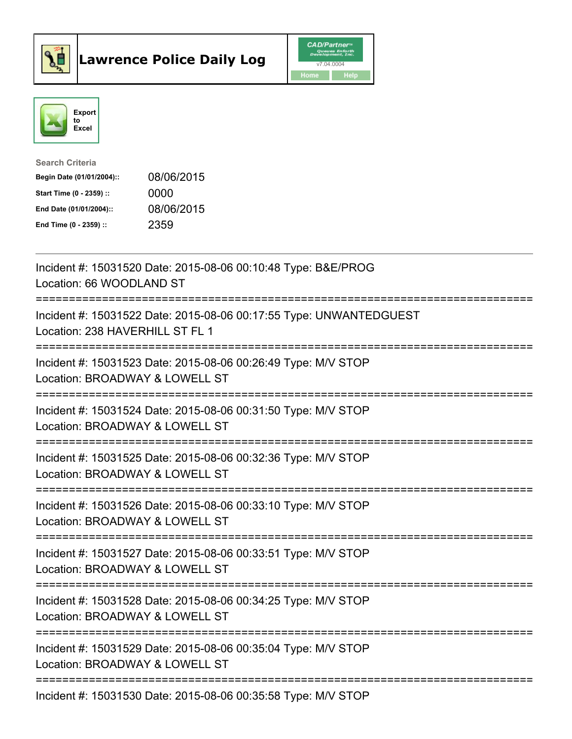# Lawrence Police Daily Log

Export to Excel

**Search Criteria**

| | |
|---|---|
| **Begin Date (01/01/2004)::** | 08/06/2015 |
| **Start Time (0 - 2359) ::** | 0000 |
| **End Date (01/01/2004)::** | 08/06/2015 |
| **End Time (0 - 2359) ::** | 2359 |

Incident #: 15031520 Date: 2015-08-06 00:10:48 Type: B&E/PROG
Location: 66 WOODLAND ST

===========================================================================

Incident #: 15031522 Date: 2015-08-06 00:17:55 Type: UNWANTEDGUEST
Location: 238 HAVERHILL ST FL 1

===========================================================================

Incident #: 15031523 Date: 2015-08-06 00:26:49 Type: M/V STOP
Location: BROADWAY & LOWELL ST

===========================================================================

Incident #: 15031524 Date: 2015-08-06 00:31:50 Type: M/V STOP
Location: BROADWAY & LOWELL ST

===========================================================================

Incident #: 15031525 Date: 2015-08-06 00:32:36 Type: M/V STOP
Location: BROADWAY & LOWELL ST

===========================================================================

Incident #: 15031526 Date: 2015-08-06 00:33:10 Type: M/V STOP
Location: BROADWAY & LOWELL ST

===========================================================================

Incident #: 15031527 Date: 2015-08-06 00:33:51 Type: M/V STOP
Location: BROADWAY & LOWELL ST

===========================================================================

Incident #: 15031528 Date: 2015-08-06 00:34:25 Type: M/V STOP
Location: BROADWAY & LOWELL ST

===========================================================================

Incident #: 15031529 Date: 2015-08-06 00:35:04 Type: M/V STOP
Location: BROADWAY & LOWELL ST

===========================================================================

Incident #: 15031530 Date: 2015-08-06 00:35:58 Type: M/V STOP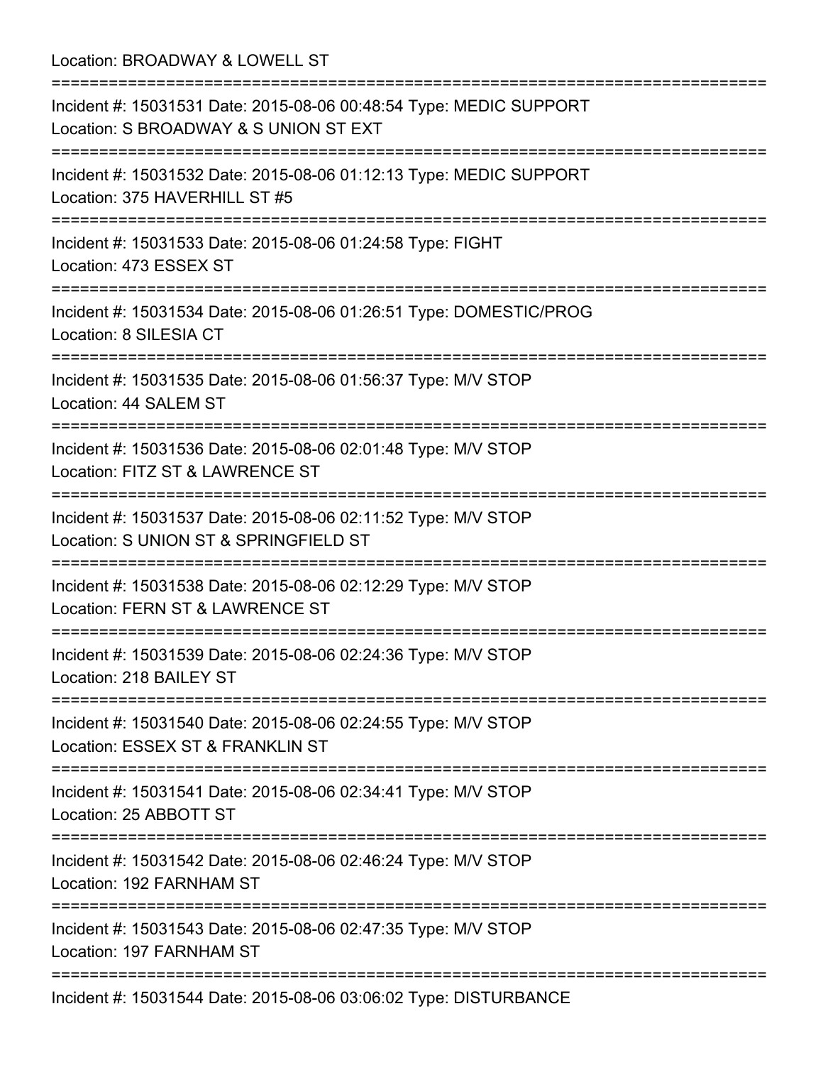Location: BROADWAY & LOWELL ST

===========================================================================

Incident #: 15031531 Date: 2015-08-06 00:48:54 Type: MEDIC SUPPORT
Location: S BROADWAY & S UNION ST EXT

===========================================================================

Incident #: 15031532 Date: 2015-08-06 01:12:13 Type: MEDIC SUPPORT
Location: 375 HAVERHILL ST #5

===========================================================================

Incident #: 15031533 Date: 2015-08-06 01:24:58 Type: FIGHT
Location: 473 ESSEX ST

===========================================================================

Incident #: 15031534 Date: 2015-08-06 01:26:51 Type: DOMESTIC/PROG
Location: 8 SILESIA CT

===========================================================================

Incident #: 15031535 Date: 2015-08-06 01:56:37 Type: M/V STOP
Location: 44 SALEM ST

===========================================================================

Incident #: 15031536 Date: 2015-08-06 02:01:48 Type: M/V STOP
Location: FITZ ST & LAWRENCE ST

===========================================================================

Incident #: 15031537 Date: 2015-08-06 02:11:52 Type: M/V STOP
Location: S UNION ST & SPRINGFIELD ST

===========================================================================

Incident #: 15031538 Date: 2015-08-06 02:12:29 Type: M/V STOP
Location: FERN ST & LAWRENCE ST

===========================================================================

Incident #: 15031539 Date: 2015-08-06 02:24:36 Type: M/V STOP
Location: 218 BAILEY ST

===========================================================================

Incident #: 15031540 Date: 2015-08-06 02:24:55 Type: M/V STOP
Location: ESSEX ST & FRANKLIN ST

===========================================================================

Incident #: 15031541 Date: 2015-08-06 02:34:41 Type: M/V STOP
Location: 25 ABBOTT ST

===========================================================================

Incident #: 15031542 Date: 2015-08-06 02:46:24 Type: M/V STOP
Location: 192 FARNHAM ST

===========================================================================

Incident #: 15031543 Date: 2015-08-06 02:47:35 Type: M/V STOP
Location: 197 FARNHAM ST

===========================================================================

Incident #: 15031544 Date: 2015-08-06 03:06:02 Type: DISTURBANCE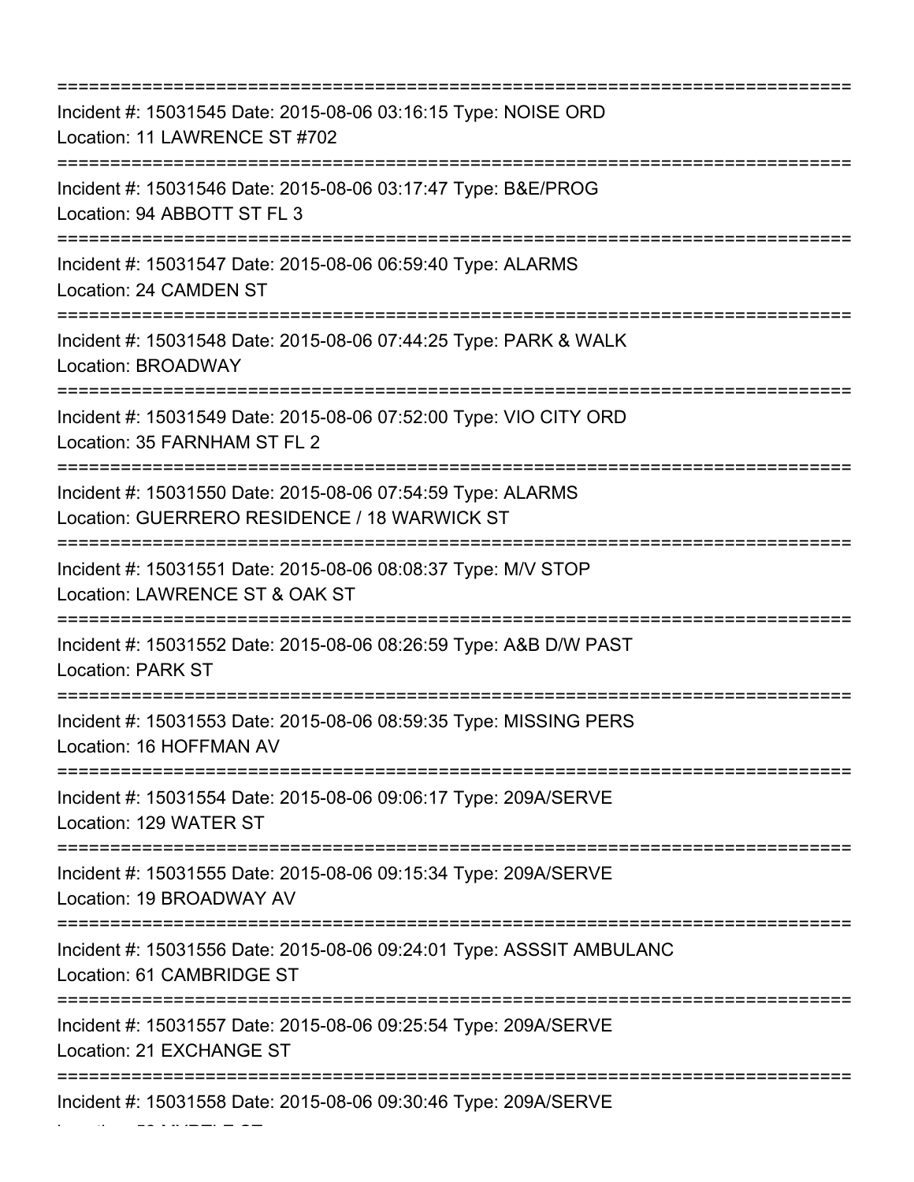===========================================================================

Incident #: 15031545 Date: 2015-08-06 03:16:15 Type: NOISE ORD
Location: 11 LAWRENCE ST #702

===========================================================================

Incident #: 15031546 Date: 2015-08-06 03:17:47 Type: B&E/PROG
Location: 94 ABBOTT ST FL 3

===========================================================================

Incident #: 15031547 Date: 2015-08-06 06:59:40 Type: ALARMS
Location: 24 CAMDEN ST

===========================================================================

Incident #: 15031548 Date: 2015-08-06 07:44:25 Type: PARK & WALK
Location: BROADWAY

===========================================================================

Incident #: 15031549 Date: 2015-08-06 07:52:00 Type: VIO CITY ORD
Location: 35 FARNHAM ST FL 2

===========================================================================

Incident #: 15031550 Date: 2015-08-06 07:54:59 Type: ALARMS
Location: GUERRERO RESIDENCE / 18 WARWICK ST

===========================================================================

Incident #: 15031551 Date: 2015-08-06 08:08:37 Type: M/V STOP
Location: LAWRENCE ST & OAK ST

===========================================================================

Incident #: 15031552 Date: 2015-08-06 08:26:59 Type: A&B D/W PAST
Location: PARK ST

===========================================================================

Incident #: 15031553 Date: 2015-08-06 08:59:35 Type: MISSING PERS
Location: 16 HOFFMAN AV

===========================================================================

Incident #: 15031554 Date: 2015-08-06 09:06:17 Type: 209A/SERVE
Location: 129 WATER ST

===========================================================================

Incident #: 15031555 Date: 2015-08-06 09:15:34 Type: 209A/SERVE
Location: 19 BROADWAY AV

===========================================================================

Incident #: 15031556 Date: 2015-08-06 09:24:01 Type: ASSSIT AMBULANC
Location: 61 CAMBRIDGE ST

===========================================================================

Incident #: 15031557 Date: 2015-08-06 09:25:54 Type: 209A/SERVE
Location: 21 EXCHANGE ST

===========================================================================

Incident #: 15031558 Date: 2015-08-06 09:30:46 Type: 209A/SERVE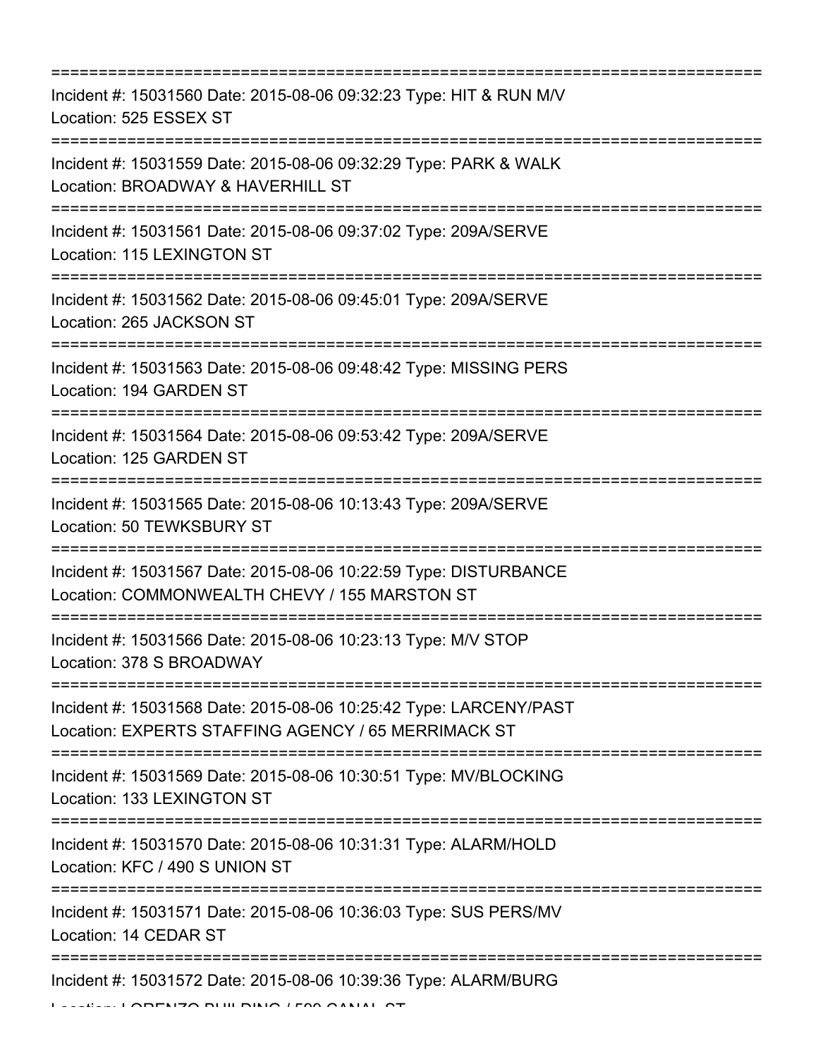===========================================================================
Incident #: 15031560 Date: 2015-08-06 09:32:23 Type: HIT & RUN M/V
Location: 525 ESSEX ST
===========================================================================
Incident #: 15031559 Date: 2015-08-06 09:32:29 Type: PARK & WALK
Location: BROADWAY & HAVERHILL ST
===========================================================================
Incident #: 15031561 Date: 2015-08-06 09:37:02 Type: 209A/SERVE
Location: 115 LEXINGTON ST
===========================================================================
Incident #: 15031562 Date: 2015-08-06 09:45:01 Type: 209A/SERVE
Location: 265 JACKSON ST
===========================================================================
Incident #: 15031563 Date: 2015-08-06 09:48:42 Type: MISSING PERS
Location: 194 GARDEN ST
===========================================================================
Incident #: 15031564 Date: 2015-08-06 09:53:42 Type: 209A/SERVE
Location: 125 GARDEN ST
===========================================================================
Incident #: 15031565 Date: 2015-08-06 10:13:43 Type: 209A/SERVE
Location: 50 TEWKSBURY ST
===========================================================================
Incident #: 15031567 Date: 2015-08-06 10:22:59 Type: DISTURBANCE
Location: COMMONWEALTH CHEVY / 155 MARSTON ST
===========================================================================
Incident #: 15031566 Date: 2015-08-06 10:23:13 Type: M/V STOP
Location: 378 S BROADWAY
===========================================================================
Incident #: 15031568 Date: 2015-08-06 10:25:42 Type: LARCENY/PAST
Location: EXPERTS STAFFING AGENCY / 65 MERRIMACK ST
===========================================================================
Incident #: 15031569 Date: 2015-08-06 10:30:51 Type: MV/BLOCKING
Location: 133 LEXINGTON ST
===========================================================================
Incident #: 15031570 Date: 2015-08-06 10:31:31 Type: ALARM/HOLD
Location: KFC / 490 S UNION ST
===========================================================================
Incident #: 15031571 Date: 2015-08-06 10:36:03 Type: SUS PERS/MV
Location: 14 CEDAR ST
===========================================================================
Incident #: 15031572 Date: 2015-08-06 10:39:36 Type: ALARM/BURG
Location: LORENZO BUILDING / 599 CANAL ST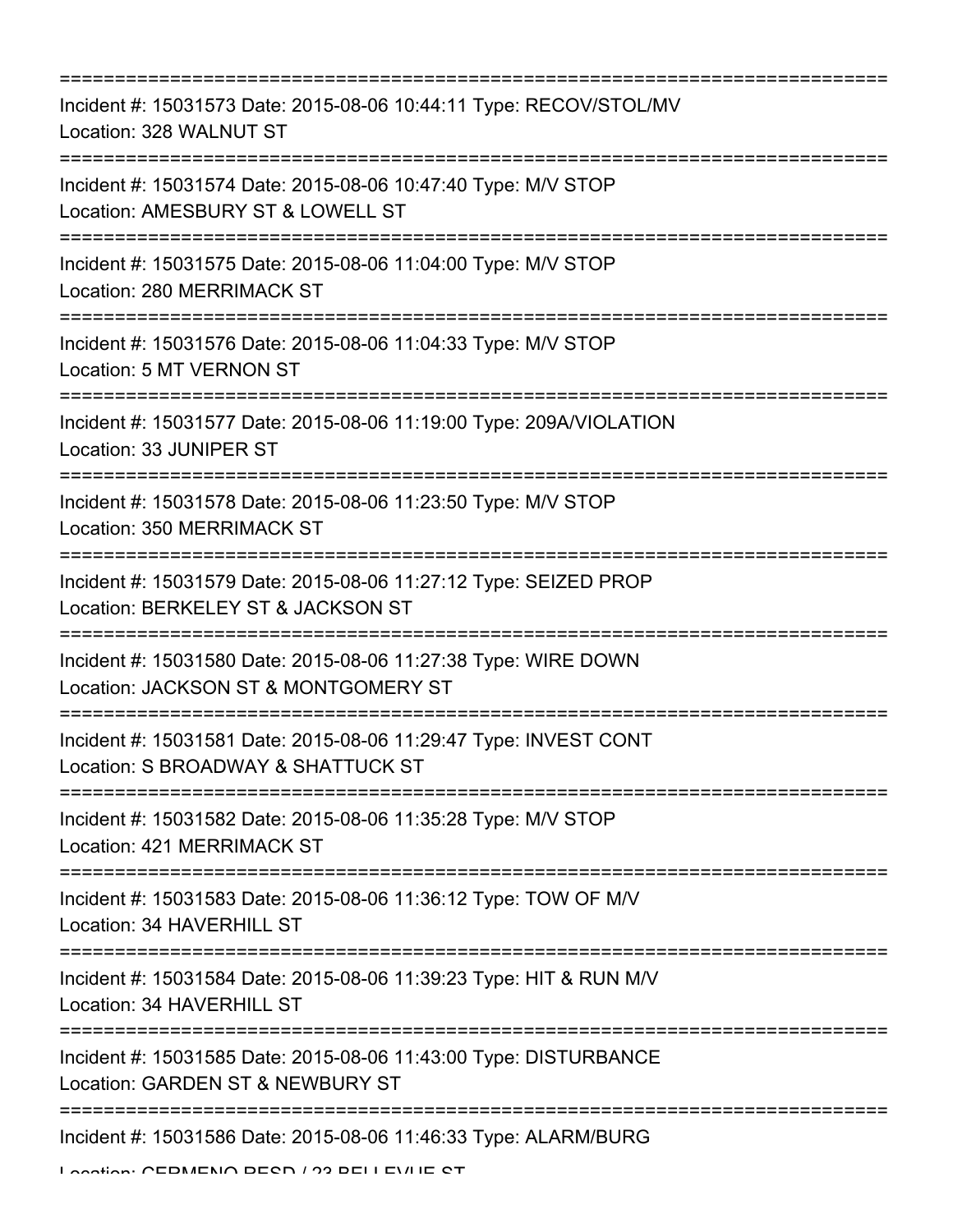===========================================================================

Incident #: 15031573 Date: 2015-08-06 10:44:11 Type: RECOV/STOL/MV
Location: 328 WALNUT ST

===========================================================================

Incident #: 15031574 Date: 2015-08-06 10:47:40 Type: M/V STOP
Location: AMESBURY ST & LOWELL ST

===========================================================================

Incident #: 15031575 Date: 2015-08-06 11:04:00 Type: M/V STOP
Location: 280 MERRIMACK ST

===========================================================================

Incident #: 15031576 Date: 2015-08-06 11:04:33 Type: M/V STOP
Location: 5 MT VERNON ST

===========================================================================

Incident #: 15031577 Date: 2015-08-06 11:19:00 Type: 209A/VIOLATION
Location: 33 JUNIPER ST

===========================================================================

Incident #: 15031578 Date: 2015-08-06 11:23:50 Type: M/V STOP
Location: 350 MERRIMACK ST

===========================================================================

Incident #: 15031579 Date: 2015-08-06 11:27:12 Type: SEIZED PROP
Location: BERKELEY ST & JACKSON ST

===========================================================================

Incident #: 15031580 Date: 2015-08-06 11:27:38 Type: WIRE DOWN
Location: JACKSON ST & MONTGOMERY ST

===========================================================================

Incident #: 15031581 Date: 2015-08-06 11:29:47 Type: INVEST CONT
Location: S BROADWAY & SHATTUCK ST

===========================================================================

Incident #: 15031582 Date: 2015-08-06 11:35:28 Type: M/V STOP
Location: 421 MERRIMACK ST

===========================================================================

Incident #: 15031583 Date: 2015-08-06 11:36:12 Type: TOW OF M/V
Location: 34 HAVERHILL ST

===========================================================================

Incident #: 15031584 Date: 2015-08-06 11:39:23 Type: HIT & RUN M/V
Location: 34 HAVERHILL ST

===========================================================================

Incident #: 15031585 Date: 2015-08-06 11:43:00 Type: DISTURBANCE
Location: GARDEN ST & NEWBURY ST

===========================================================================

Incident #: 15031586 Date: 2015-08-06 11:46:33 Type: ALARM/BURG
Location: CERMENO RESD / 23 BELLEVUE ST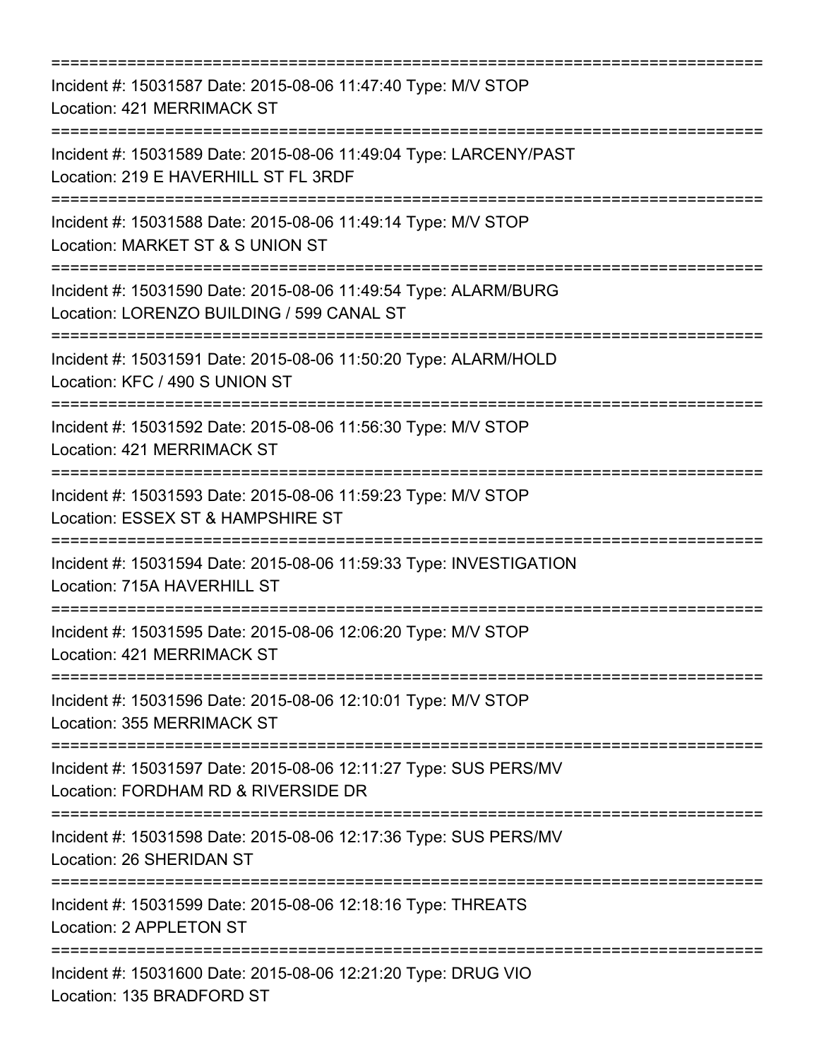===========================================================================

Incident #: 15031587 Date: 2015-08-06 11:47:40 Type: M/V STOP
Location: 421 MERRIMACK ST

===========================================================================

Incident #: 15031589 Date: 2015-08-06 11:49:04 Type: LARCENY/PAST
Location: 219 E HAVERHILL ST FL 3RDF

===========================================================================

Incident #: 15031588 Date: 2015-08-06 11:49:14 Type: M/V STOP
Location: MARKET ST & S UNION ST

===========================================================================

Incident #: 15031590 Date: 2015-08-06 11:49:54 Type: ALARM/BURG
Location: LORENZO BUILDING / 599 CANAL ST

===========================================================================

Incident #: 15031591 Date: 2015-08-06 11:50:20 Type: ALARM/HOLD
Location: KFC / 490 S UNION ST

===========================================================================

Incident #: 15031592 Date: 2015-08-06 11:56:30 Type: M/V STOP
Location: 421 MERRIMACK ST

===========================================================================

Incident #: 15031593 Date: 2015-08-06 11:59:23 Type: M/V STOP
Location: ESSEX ST & HAMPSHIRE ST

===========================================================================

Incident #: 15031594 Date: 2015-08-06 11:59:33 Type: INVESTIGATION
Location: 715A HAVERHILL ST

===========================================================================

Incident #: 15031595 Date: 2015-08-06 12:06:20 Type: M/V STOP
Location: 421 MERRIMACK ST

===========================================================================

Incident #: 15031596 Date: 2015-08-06 12:10:01 Type: M/V STOP
Location: 355 MERRIMACK ST

===========================================================================

Incident #: 15031597 Date: 2015-08-06 12:11:27 Type: SUS PERS/MV
Location: FORDHAM RD & RIVERSIDE DR

===========================================================================

Incident #: 15031598 Date: 2015-08-06 12:17:36 Type: SUS PERS/MV
Location: 26 SHERIDAN ST

===========================================================================

Incident #: 15031599 Date: 2015-08-06 12:18:16 Type: THREATS
Location: 2 APPLETON ST

===========================================================================

Incident #: 15031600 Date: 2015-08-06 12:21:20 Type: DRUG VIO
Location: 135 BRADFORD ST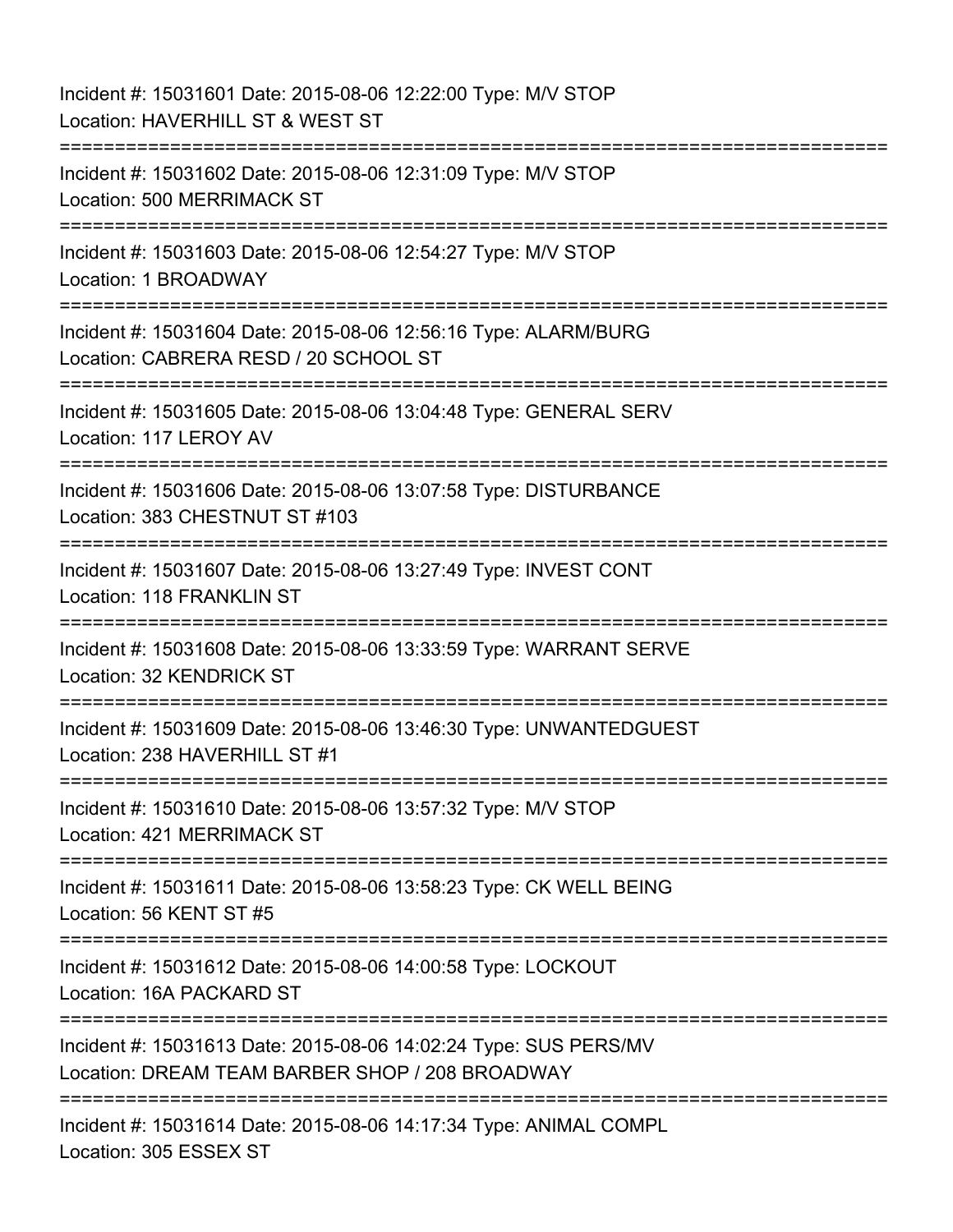Incident #: 15031601 Date: 2015-08-06 12:22:00 Type: M/V STOP
Location: HAVERHILL ST & WEST ST

===========================================================================

Incident #: 15031602 Date: 2015-08-06 12:31:09 Type: M/V STOP
Location: 500 MERRIMACK ST

===========================================================================

Incident #: 15031603 Date: 2015-08-06 12:54:27 Type: M/V STOP
Location: 1 BROADWAY

===========================================================================

Incident #: 15031604 Date: 2015-08-06 12:56:16 Type: ALARM/BURG
Location: CABRERA RESD / 20 SCHOOL ST

===========================================================================

Incident #: 15031605 Date: 2015-08-06 13:04:48 Type: GENERAL SERV
Location: 117 LEROY AV

===========================================================================

Incident #: 15031606 Date: 2015-08-06 13:07:58 Type: DISTURBANCE
Location: 383 CHESTNUT ST #103

===========================================================================

Incident #: 15031607 Date: 2015-08-06 13:27:49 Type: INVEST CONT
Location: 118 FRANKLIN ST

===========================================================================

Incident #: 15031608 Date: 2015-08-06 13:33:59 Type: WARRANT SERVE
Location: 32 KENDRICK ST

===========================================================================

Incident #: 15031609 Date: 2015-08-06 13:46:30 Type: UNWANTEDGUEST
Location: 238 HAVERHILL ST #1

===========================================================================

Incident #: 15031610 Date: 2015-08-06 13:57:32 Type: M/V STOP
Location: 421 MERRIMACK ST

===========================================================================

Incident #: 15031611 Date: 2015-08-06 13:58:23 Type: CK WELL BEING
Location: 56 KENT ST #5

===========================================================================

Incident #: 15031612 Date: 2015-08-06 14:00:58 Type: LOCKOUT
Location: 16A PACKARD ST

===========================================================================

Incident #: 15031613 Date: 2015-08-06 14:02:24 Type: SUS PERS/MV
Location: DREAM TEAM BARBER SHOP / 208 BROADWAY

===========================================================================

Incident #: 15031614 Date: 2015-08-06 14:17:34 Type: ANIMAL COMPL
Location: 305 ESSEX ST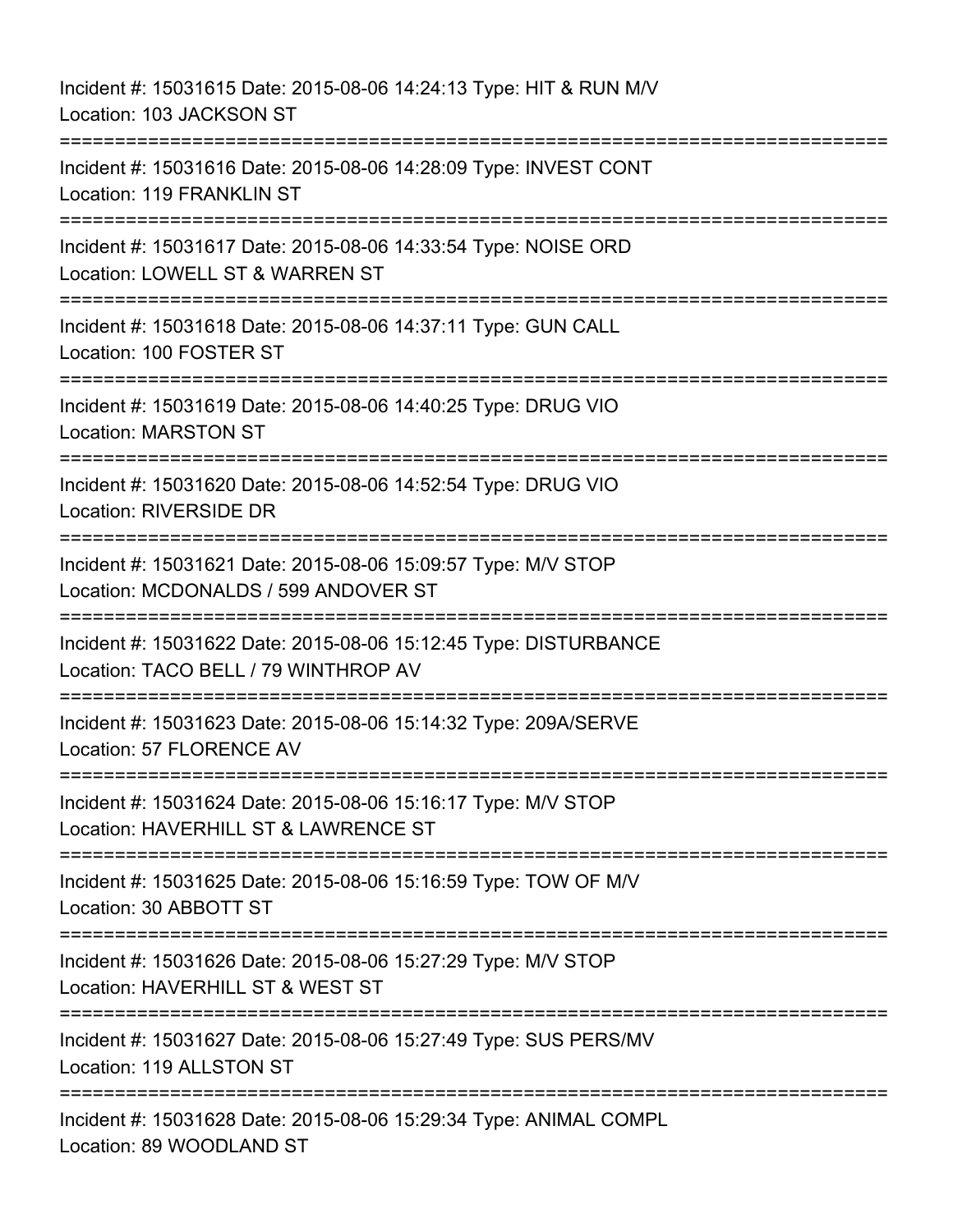Incident #: 15031615 Date: 2015-08-06 14:24:13 Type: HIT & RUN M/V
Location: 103 JACKSON ST

===========================================================================

Incident #: 15031616 Date: 2015-08-06 14:28:09 Type: INVEST CONT
Location: 119 FRANKLIN ST

===========================================================================

Incident #: 15031617 Date: 2015-08-06 14:33:54 Type: NOISE ORD
Location: LOWELL ST & WARREN ST

===========================================================================

Incident #: 15031618 Date: 2015-08-06 14:37:11 Type: GUN CALL
Location: 100 FOSTER ST

===========================================================================

Incident #: 15031619 Date: 2015-08-06 14:40:25 Type: DRUG VIO
Location: MARSTON ST

===========================================================================

Incident #: 15031620 Date: 2015-08-06 14:52:54 Type: DRUG VIO
Location: RIVERSIDE DR

===========================================================================

Incident #: 15031621 Date: 2015-08-06 15:09:57 Type: M/V STOP
Location: MCDONALDS / 599 ANDOVER ST

===========================================================================

Incident #: 15031622 Date: 2015-08-06 15:12:45 Type: DISTURBANCE
Location: TACO BELL / 79 WINTHROP AV

===========================================================================

Incident #: 15031623 Date: 2015-08-06 15:14:32 Type: 209A/SERVE
Location: 57 FLORENCE AV

===========================================================================

Incident #: 15031624 Date: 2015-08-06 15:16:17 Type: M/V STOP
Location: HAVERHILL ST & LAWRENCE ST

===========================================================================

Incident #: 15031625 Date: 2015-08-06 15:16:59 Type: TOW OF M/V
Location: 30 ABBOTT ST

===========================================================================

Incident #: 15031626 Date: 2015-08-06 15:27:29 Type: M/V STOP
Location: HAVERHILL ST & WEST ST

===========================================================================

Incident #: 15031627 Date: 2015-08-06 15:27:49 Type: SUS PERS/MV
Location: 119 ALLSTON ST

===========================================================================

Incident #: 15031628 Date: 2015-08-06 15:29:34 Type: ANIMAL COMPL
Location: 89 WOODLAND ST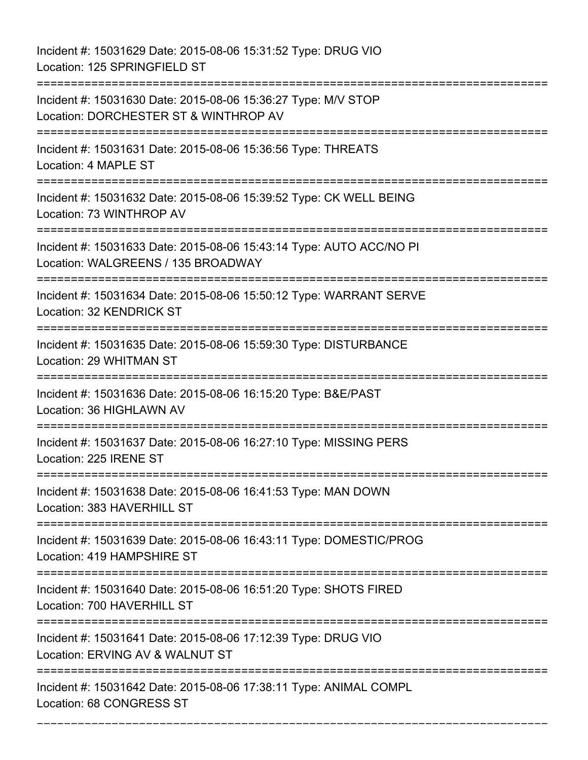Incident #: 15031629 Date: 2015-08-06 15:31:52 Type: DRUG VIO
Location: 125 SPRINGFIELD ST

===========================================================================

Incident #: 15031630 Date: 2015-08-06 15:36:27 Type: M/V STOP
Location: DORCHESTER ST & WINTHROP AV

===========================================================================

Incident #: 15031631 Date: 2015-08-06 15:36:56 Type: THREATS
Location: 4 MAPLE ST

===========================================================================

Incident #: 15031632 Date: 2015-08-06 15:39:52 Type: CK WELL BEING
Location: 73 WINTHROP AV

===========================================================================

Incident #: 15031633 Date: 2015-08-06 15:43:14 Type: AUTO ACC/NO PI
Location: WALGREENS / 135 BROADWAY

===========================================================================

Incident #: 15031634 Date: 2015-08-06 15:50:12 Type: WARRANT SERVE
Location: 32 KENDRICK ST

===========================================================================

Incident #: 15031635 Date: 2015-08-06 15:59:30 Type: DISTURBANCE
Location: 29 WHITMAN ST

===========================================================================

Incident #: 15031636 Date: 2015-08-06 16:15:20 Type: B&E/PAST
Location: 36 HIGHLAWN AV

===========================================================================

Incident #: 15031637 Date: 2015-08-06 16:27:10 Type: MISSING PERS
Location: 225 IRENE ST

===========================================================================

Incident #: 15031638 Date: 2015-08-06 16:41:53 Type: MAN DOWN
Location: 383 HAVERHILL ST

===========================================================================

Incident #: 15031639 Date: 2015-08-06 16:43:11 Type: DOMESTIC/PROG
Location: 419 HAMPSHIRE ST

===========================================================================

Incident #: 15031640 Date: 2015-08-06 16:51:20 Type: SHOTS FIRED
Location: 700 HAVERHILL ST

===========================================================================

Incident #: 15031641 Date: 2015-08-06 17:12:39 Type: DRUG VIO
Location: ERVING AV & WALNUT ST

===========================================================================

Incident #: 15031642 Date: 2015-08-06 17:38:11 Type: ANIMAL COMPL
Location: 68 CONGRESS ST

===========================================================================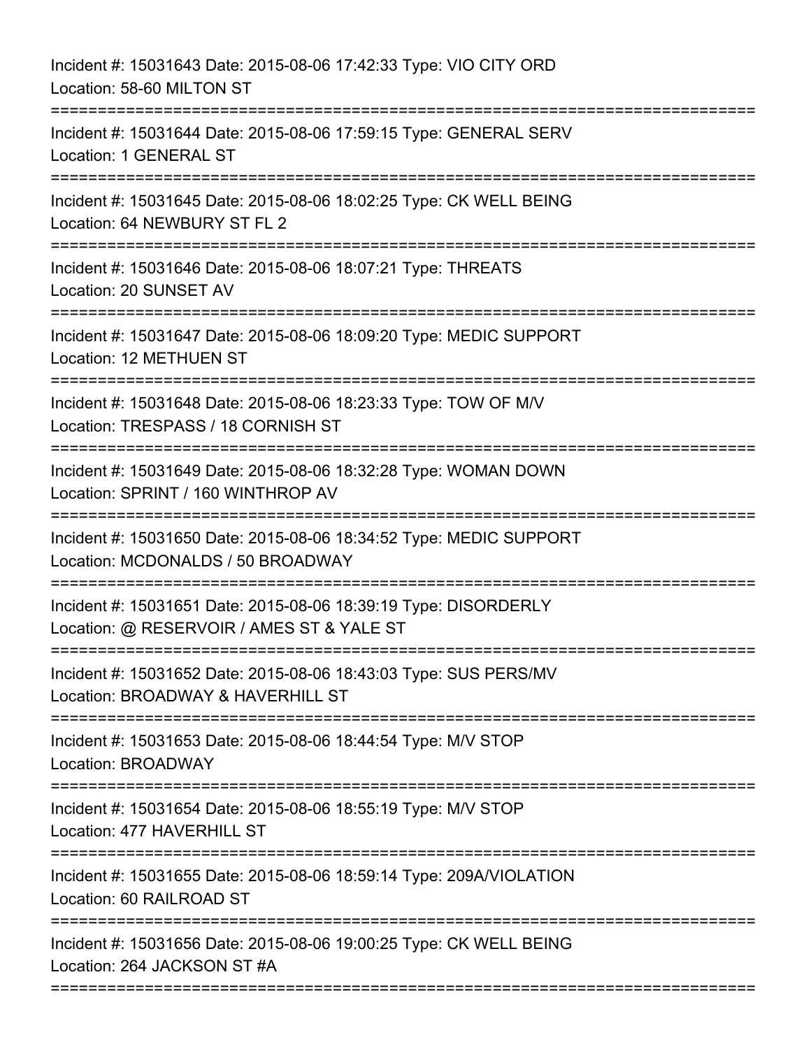Incident #: 15031643 Date: 2015-08-06 17:42:33 Type: VIO CITY ORD
Location: 58-60 MILTON ST

===========================================================================

Incident #: 15031644 Date: 2015-08-06 17:59:15 Type: GENERAL SERV
Location: 1 GENERAL ST

===========================================================================

Incident #: 15031645 Date: 2015-08-06 18:02:25 Type: CK WELL BEING
Location: 64 NEWBURY ST FL 2

===========================================================================

Incident #: 15031646 Date: 2015-08-06 18:07:21 Type: THREATS
Location: 20 SUNSET AV

===========================================================================

Incident #: 15031647 Date: 2015-08-06 18:09:20 Type: MEDIC SUPPORT
Location: 12 METHUEN ST

===========================================================================

Incident #: 15031648 Date: 2015-08-06 18:23:33 Type: TOW OF M/V
Location: TRESPASS / 18 CORNISH ST

===========================================================================

Incident #: 15031649 Date: 2015-08-06 18:32:28 Type: WOMAN DOWN
Location: SPRINT / 160 WINTHROP AV

===========================================================================

Incident #: 15031650 Date: 2015-08-06 18:34:52 Type: MEDIC SUPPORT
Location: MCDONALDS / 50 BROADWAY

===========================================================================

Incident #: 15031651 Date: 2015-08-06 18:39:19 Type: DISORDERLY
Location: @ RESERVOIR / AMES ST & YALE ST

===========================================================================

Incident #: 15031652 Date: 2015-08-06 18:43:03 Type: SUS PERS/MV
Location: BROADWAY & HAVERHILL ST

===========================================================================

Incident #: 15031653 Date: 2015-08-06 18:44:54 Type: M/V STOP
Location: BROADWAY

===========================================================================

Incident #: 15031654 Date: 2015-08-06 18:55:19 Type: M/V STOP
Location: 477 HAVERHILL ST

===========================================================================

Incident #: 15031655 Date: 2015-08-06 18:59:14 Type: 209A/VIOLATION
Location: 60 RAILROAD ST

===========================================================================

Incident #: 15031656 Date: 2015-08-06 19:00:25 Type: CK WELL BEING
Location: 264 JACKSON ST #A

===========================================================================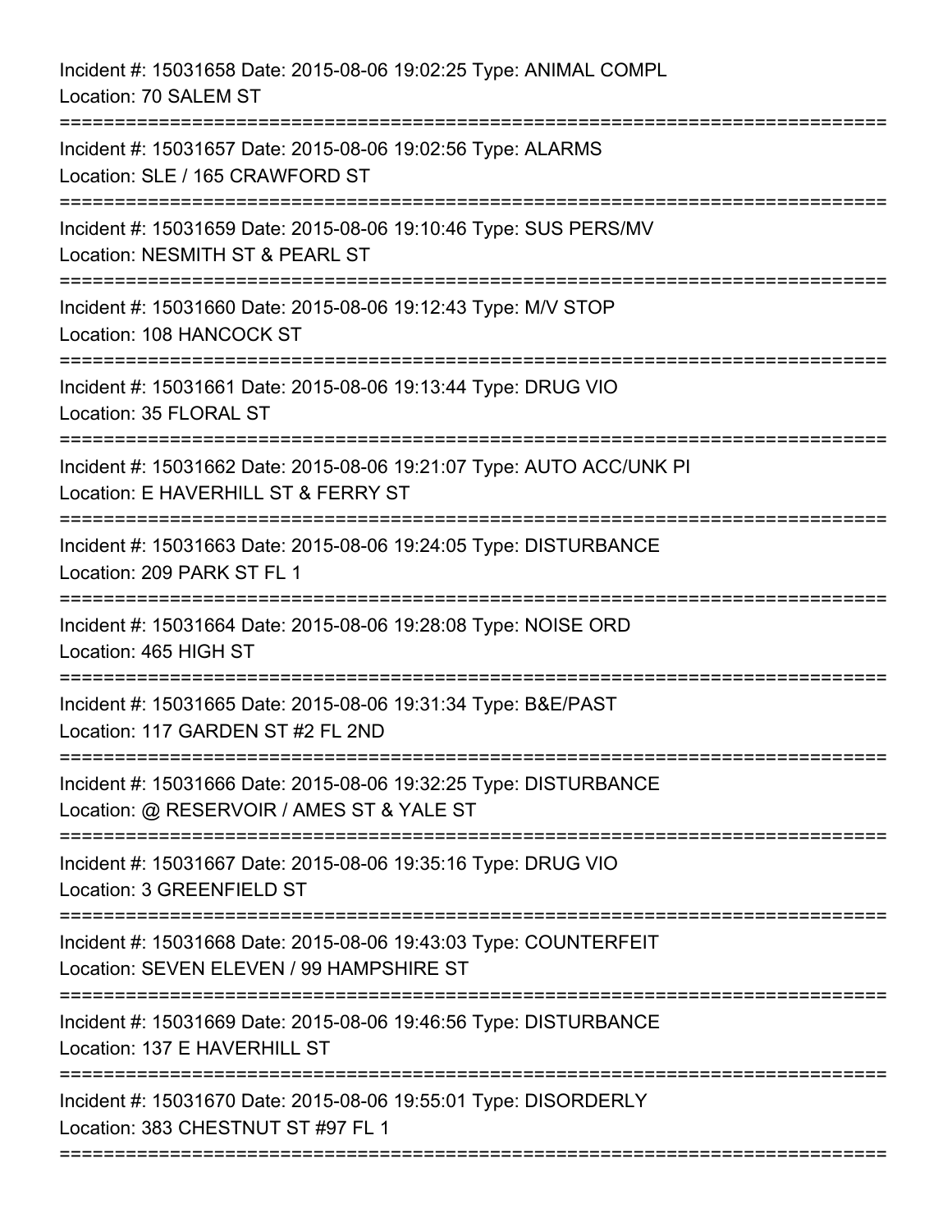Incident #: 15031658 Date: 2015-08-06 19:02:25 Type: ANIMAL COMPL
Location: 70 SALEM ST

===========================================================================

Incident #: 15031657 Date: 2015-08-06 19:02:56 Type: ALARMS
Location: SLE / 165 CRAWFORD ST

===========================================================================

Incident #: 15031659 Date: 2015-08-06 19:10:46 Type: SUS PERS/MV
Location: NESMITH ST & PEARL ST

===========================================================================

Incident #: 15031660 Date: 2015-08-06 19:12:43 Type: M/V STOP
Location: 108 HANCOCK ST

===========================================================================

Incident #: 15031661 Date: 2015-08-06 19:13:44 Type: DRUG VIO
Location: 35 FLORAL ST

===========================================================================

Incident #: 15031662 Date: 2015-08-06 19:21:07 Type: AUTO ACC/UNK PI
Location: E HAVERHILL ST & FERRY ST

===========================================================================

Incident #: 15031663 Date: 2015-08-06 19:24:05 Type: DISTURBANCE
Location: 209 PARK ST FL 1

===========================================================================

Incident #: 15031664 Date: 2015-08-06 19:28:08 Type: NOISE ORD
Location: 465 HIGH ST

===========================================================================

Incident #: 15031665 Date: 2015-08-06 19:31:34 Type: B&E/PAST
Location: 117 GARDEN ST #2 FL 2ND

===========================================================================

Incident #: 15031666 Date: 2015-08-06 19:32:25 Type: DISTURBANCE
Location: @ RESERVOIR / AMES ST & YALE ST

===========================================================================

Incident #: 15031667 Date: 2015-08-06 19:35:16 Type: DRUG VIO
Location: 3 GREENFIELD ST

===========================================================================

Incident #: 15031668 Date: 2015-08-06 19:43:03 Type: COUNTERFEIT
Location: SEVEN ELEVEN / 99 HAMPSHIRE ST

===========================================================================

Incident #: 15031669 Date: 2015-08-06 19:46:56 Type: DISTURBANCE
Location: 137 E HAVERHILL ST

===========================================================================

Incident #: 15031670 Date: 2015-08-06 19:55:01 Type: DISORDERLY
Location: 383 CHESTNUT ST #97 FL 1

===========================================================================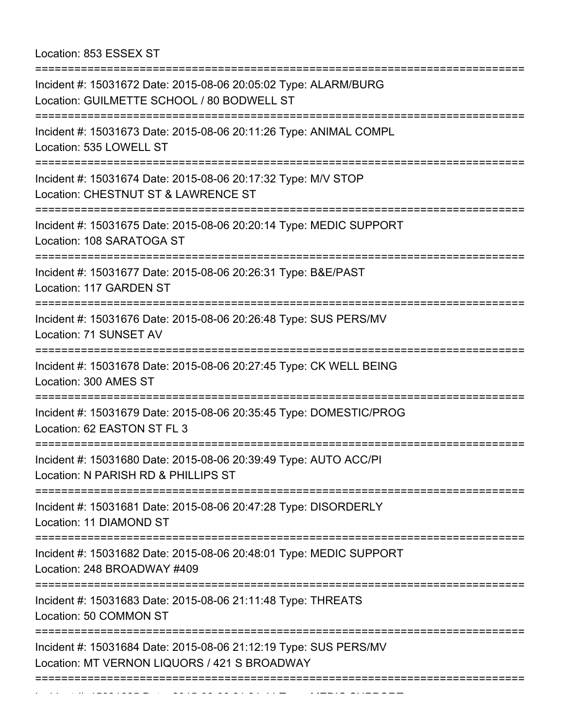Location: 853 ESSEX ST

===========================================================================

Incident #: 15031672 Date: 2015-08-06 20:05:02 Type: ALARM/BURG
Location: GUILMETTE SCHOOL / 80 BODWELL ST

===========================================================================

Incident #: 15031673 Date: 2015-08-06 20:11:26 Type: ANIMAL COMPL
Location: 535 LOWELL ST

===========================================================================

Incident #: 15031674 Date: 2015-08-06 20:17:32 Type: M/V STOP
Location: CHESTNUT ST & LAWRENCE ST

===========================================================================

Incident #: 15031675 Date: 2015-08-06 20:20:14 Type: MEDIC SUPPORT
Location: 108 SARATOGA ST

===========================================================================

Incident #: 15031677 Date: 2015-08-06 20:26:31 Type: B&E/PAST
Location: 117 GARDEN ST

===========================================================================

Incident #: 15031676 Date: 2015-08-06 20:26:48 Type: SUS PERS/MV
Location: 71 SUNSET AV

===========================================================================

Incident #: 15031678 Date: 2015-08-06 20:27:45 Type: CK WELL BEING
Location: 300 AMES ST

===========================================================================

Incident #: 15031679 Date: 2015-08-06 20:35:45 Type: DOMESTIC/PROG
Location: 62 EASTON ST FL 3

===========================================================================

Incident #: 15031680 Date: 2015-08-06 20:39:49 Type: AUTO ACC/PI
Location: N PARISH RD & PHILLIPS ST

===========================================================================

Incident #: 15031681 Date: 2015-08-06 20:47:28 Type: DISORDERLY
Location: 11 DIAMOND ST

===========================================================================

Incident #: 15031682 Date: 2015-08-06 20:48:01 Type: MEDIC SUPPORT
Location: 248 BROADWAY #409

===========================================================================

Incident #: 15031683 Date: 2015-08-06 21:11:48 Type: THREATS
Location: 50 COMMON ST

===========================================================================

Incident #: 15031684 Date: 2015-08-06 21:12:19 Type: SUS PERS/MV
Location: MT VERNON LIQUORS / 421 S BROADWAY

===========================================================================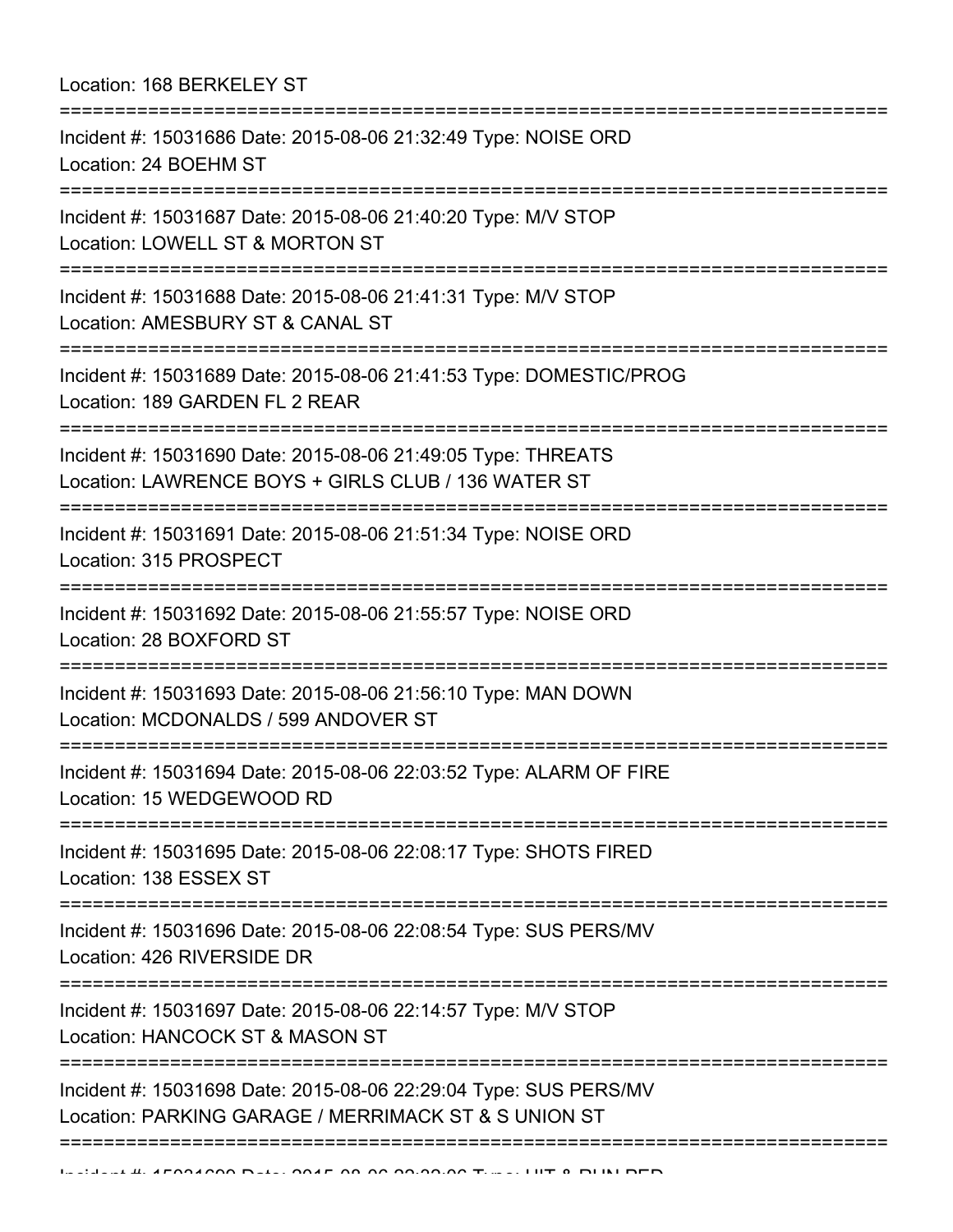Location: 168 BERKELEY ST

===========================================================================

Incident #: 15031686 Date: 2015-08-06 21:32:49 Type: NOISE ORD
Location: 24 BOEHM ST

===========================================================================

Incident #: 15031687 Date: 2015-08-06 21:40:20 Type: M/V STOP
Location: LOWELL ST & MORTON ST

===========================================================================

Incident #: 15031688 Date: 2015-08-06 21:41:31 Type: M/V STOP
Location: AMESBURY ST & CANAL ST

===========================================================================

Incident #: 15031689 Date: 2015-08-06 21:41:53 Type: DOMESTIC/PROG
Location: 189 GARDEN FL 2 REAR

===========================================================================

Incident #: 15031690 Date: 2015-08-06 21:49:05 Type: THREATS
Location: LAWRENCE BOYS + GIRLS CLUB / 136 WATER ST

===========================================================================

Incident #: 15031691 Date: 2015-08-06 21:51:34 Type: NOISE ORD
Location: 315 PROSPECT

===========================================================================

Incident #: 15031692 Date: 2015-08-06 21:55:57 Type: NOISE ORD
Location: 28 BOXFORD ST

===========================================================================

Incident #: 15031693 Date: 2015-08-06 21:56:10 Type: MAN DOWN
Location: MCDONALDS / 599 ANDOVER ST

===========================================================================

Incident #: 15031694 Date: 2015-08-06 22:03:52 Type: ALARM OF FIRE
Location: 15 WEDGEWOOD RD

===========================================================================

Incident #: 15031695 Date: 2015-08-06 22:08:17 Type: SHOTS FIRED
Location: 138 ESSEX ST

===========================================================================

Incident #: 15031696 Date: 2015-08-06 22:08:54 Type: SUS PERS/MV
Location: 426 RIVERSIDE DR

===========================================================================

Incident #: 15031697 Date: 2015-08-06 22:14:57 Type: M/V STOP
Location: HANCOCK ST & MASON ST

===========================================================================

Incident #: 15031698 Date: 2015-08-06 22:29:04 Type: SUS PERS/MV
Location: PARKING GARAGE / MERRIMACK ST & S UNION ST

===========================================================================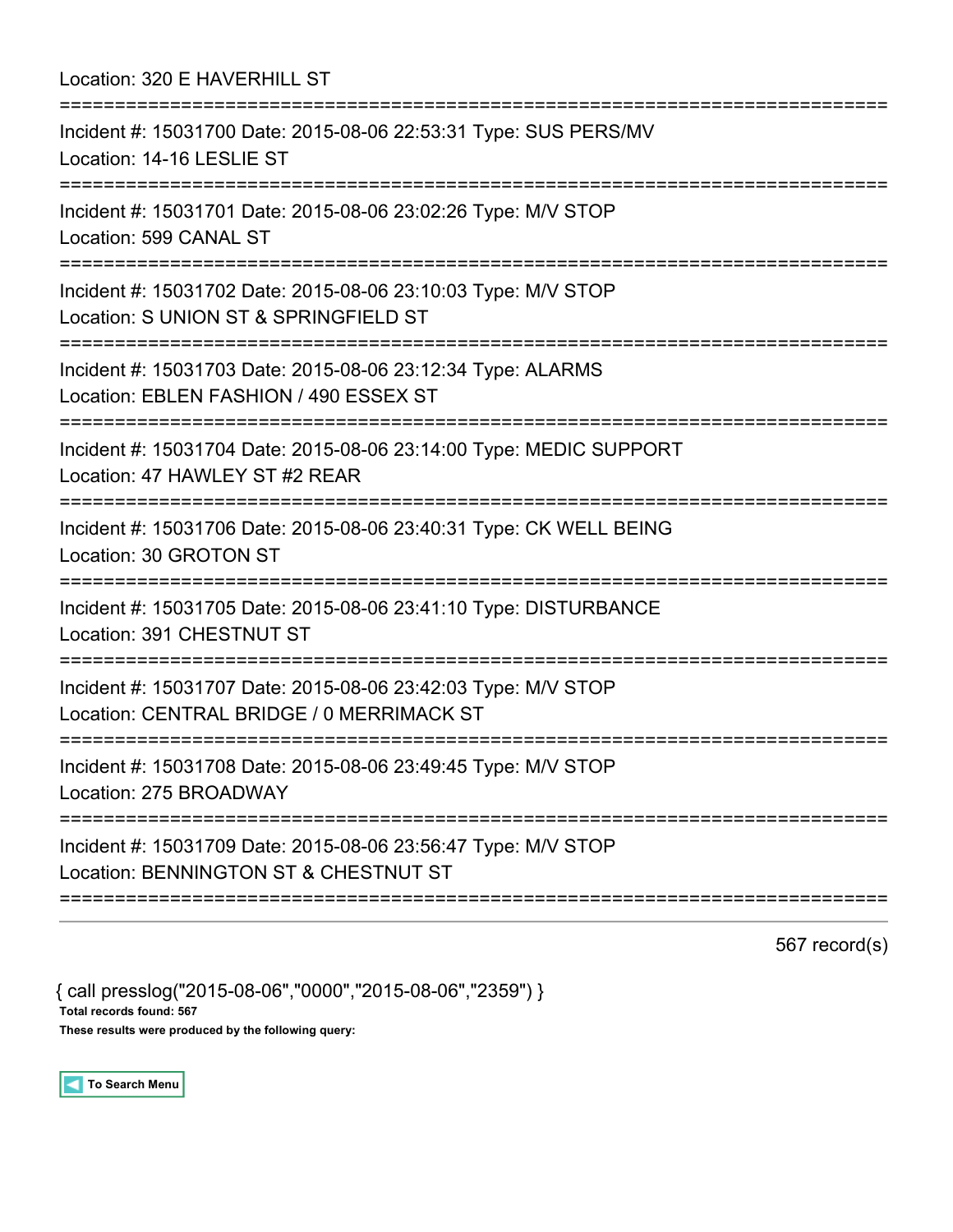Location: 320 E HAVERHILL ST

===========================================================================

Incident #: 15031700 Date: 2015-08-06 22:53:31 Type: SUS PERS/MV
Location: 14-16 LESLIE ST

===========================================================================

Incident #: 15031701 Date: 2015-08-06 23:02:26 Type: M/V STOP
Location: 599 CANAL ST

===========================================================================

Incident #: 15031702 Date: 2015-08-06 23:10:03 Type: M/V STOP
Location: S UNION ST & SPRINGFIELD ST

===========================================================================

Incident #: 15031703 Date: 2015-08-06 23:12:34 Type: ALARMS
Location: EBLEN FASHION / 490 ESSEX ST

===========================================================================

Incident #: 15031704 Date: 2015-08-06 23:14:00 Type: MEDIC SUPPORT
Location: 47 HAWLEY ST #2 REAR

===========================================================================

Incident #: 15031706 Date: 2015-08-06 23:40:31 Type: CK WELL BEING
Location: 30 GROTON ST

===========================================================================

Incident #: 15031705 Date: 2015-08-06 23:41:10 Type: DISTURBANCE
Location: 391 CHESTNUT ST

===========================================================================

Incident #: 15031707 Date: 2015-08-06 23:42:03 Type: M/V STOP
Location: CENTRAL BRIDGE / 0 MERRIMACK ST

===========================================================================

Incident #: 15031708 Date: 2015-08-06 23:49:45 Type: M/V STOP
Location: 275 BROADWAY

===========================================================================

Incident #: 15031709 Date: 2015-08-06 23:56:47 Type: M/V STOP
Location: BENNINGTON ST & CHESTNUT ST

===========================================================================

567 record(s)

{ call presslog("2015-08-06","0000","2015-08-06","2359") }

**Total records found: 567**

**These results were produced by the following query:**

To Search Menu